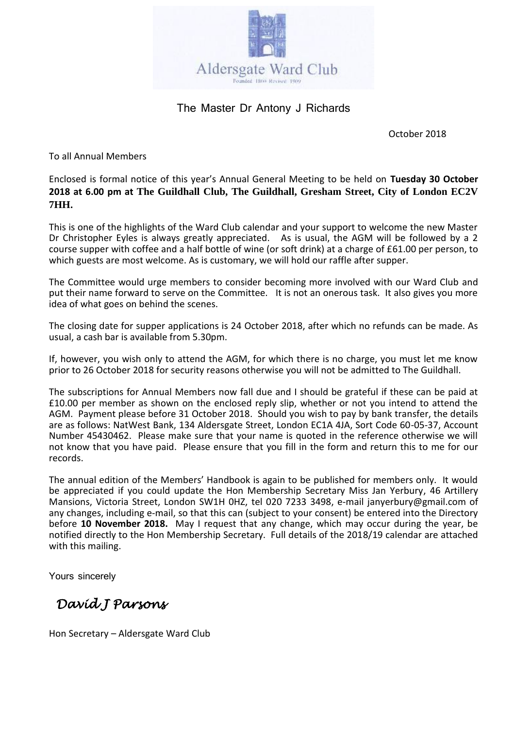Aldersgate Ward Club

Founded 1860 Revised 1909

The Master Dr Antony J Richards

October 2018

To all Annual Members

Enclosed is formal notice of this year's Annual General Meeting to be held on **Tuesday 30 October 2018 at 6.00 pm at The Guildhall Club, The Guildhall, Gresham Street, City of London EC2V 7HH.**

This is one of the highlights of the Ward Club calendar and your support to welcome the new Master Dr Christopher Eyles is always greatly appreciated. As is usual, the AGM will be followed by a 2 course supper with coffee and a half bottle of wine (or soft drink) at a charge of £61.00 per person, to which guests are most welcome. As is customary, we will hold our raffle after supper.

The Committee would urge members to consider becoming more involved with our Ward Club and put their name forward to serve on the Committee. It is not an onerous task. It also gives you more idea of what goes on behind the scenes.

The closing date for supper applications is 24 October 2018, after which no refunds can be made. As usual, a cash bar is available from 5.30pm.

If, however, you wish only to attend the AGM, for which there is no charge, you must let me know prior to 26 October 2018 for security reasons otherwise you will not be admitted to The Guildhall.

The subscriptions for Annual Members now fall due and I should be grateful if these can be paid at £10.00 per member as shown on the enclosed reply slip, whether or not you intend to attend the AGM. Payment please before 31 October 2018. Should you wish to pay by bank transfer, the details are as follows: NatWest Bank, 134 Aldersgate Street, London EC1A 4JA, Sort Code 60-05-37, Account Number 45430462. Please make sure that your name is quoted in the reference otherwise we will not know that you have paid. Please ensure that you fill in the form and return this to me for our records.

The annual edition of the Members' Handbook is again to be published for members only. It would be appreciated if you could update the Hon Membership Secretary Miss Jan Yerbury, 46 Artillery Mansions, Victoria Street, London SW1H 0HZ, tel 020 7233 3498, e-mail janyerbury@gmail.com of any changes, including e-mail, so that this can (subject to your consent) be entered into the Directory before **10 November 2018.** May I request that any change, which may occur during the year, be notified directly to the Hon Membership Secretary. Full details of the 2018/19 calendar are attached with this mailing.

Yours sincerely

*David J Parsons*

Hon Secretary – Aldersgate Ward Club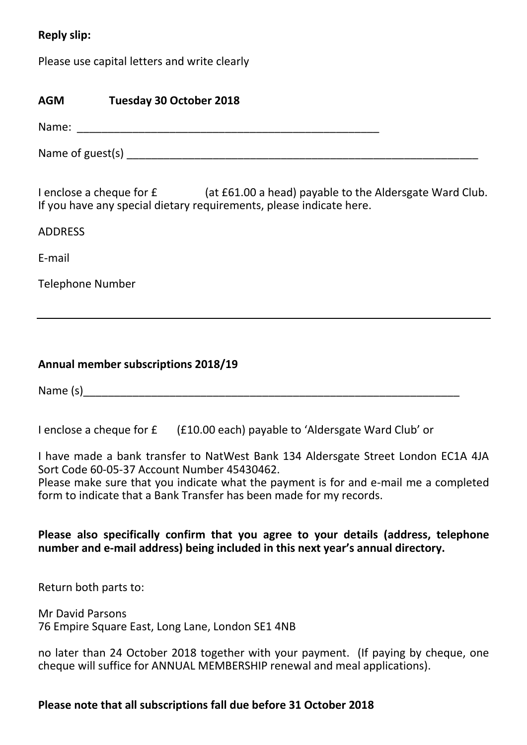**Reply slip:**

Please use capital letters and write clearly

**AGM Tuesday 30 October 2018**

Name: ___________________________________________________

Name of guest(s) ___________________________________________________________

I enclose a cheque for £ (at £61.00 a head) payable to the Aldersgate Ward Club.
If you have any special dietary requirements, please indicate here.

ADDRESS

E-mail

Telephone Number

---

**Annual member subscriptions 2018/19**

Name (s)________________________________________________________________

I enclose a cheque for £ (£10.00 each) payable to 'Aldersgate Ward Club' or

I have made a bank transfer to NatWest Bank 134 Aldersgate Street London EC1A 4JA Sort Code 60-05-37 Account Number 45430462.
Please make sure that you indicate what the payment is for and e-mail me a completed form to indicate that a Bank Transfer has been made for my records.

**Please also specifically confirm that you agree to your details (address, telephone number and e-mail address) being included in this next year's annual directory.**

Return both parts to:

Mr David Parsons
76 Empire Square East, Long Lane, London SE1 4NB

no later than 24 October 2018 together with your payment. (If paying by cheque, one cheque will suffice for ANNUAL MEMBERSHIP renewal and meal applications).

**Please note that all subscriptions fall due before 31 October 2018**